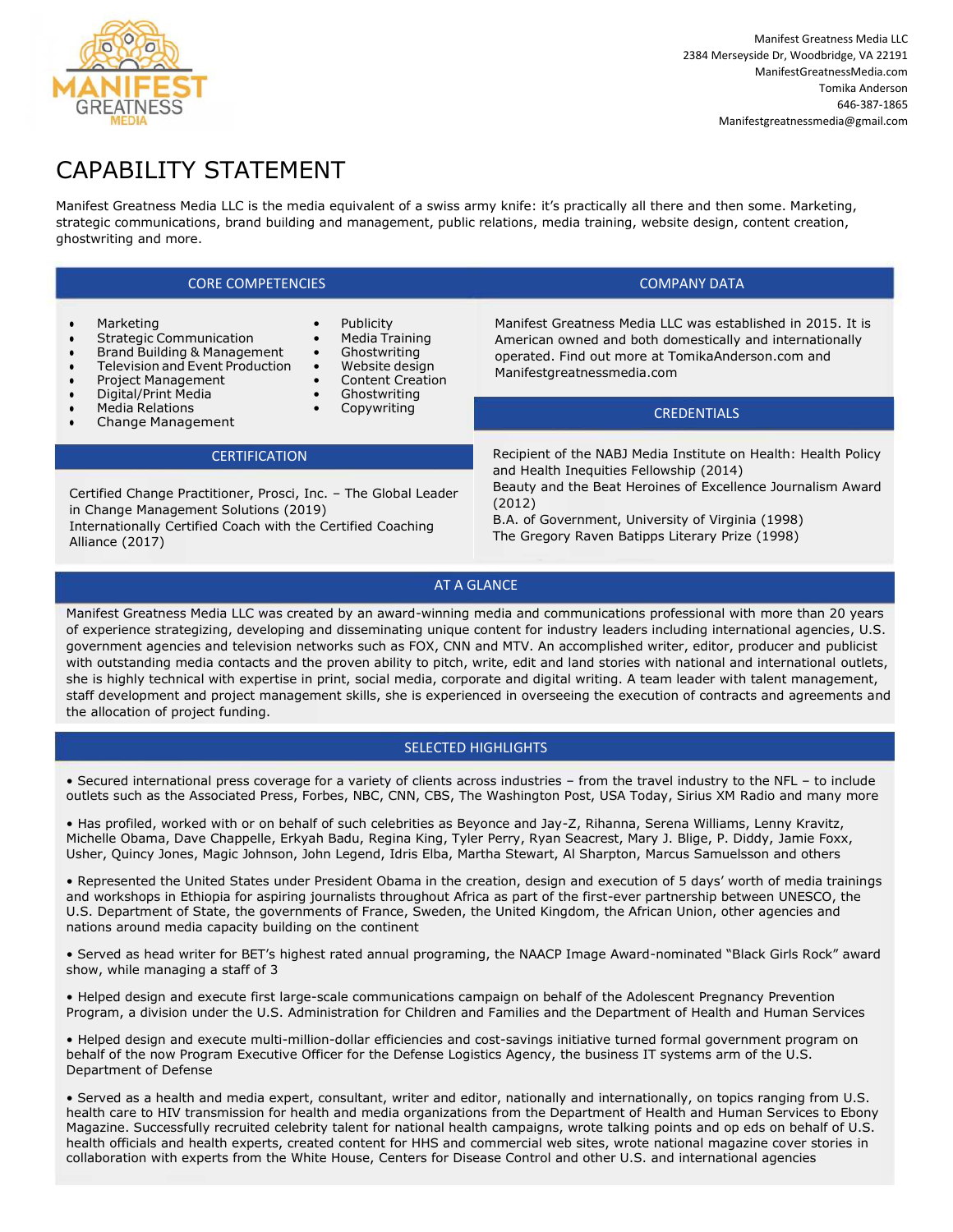Manifest Greatness Media LLC
2384 Merseyside Dr, Woodbridge, VA 22191
ManifestGreatnessMedia.com
Tomika Anderson
646-387-1865
Manifestgreatnessmedia@gmail.com

# CAPABILITY STATEMENT

Manifest Greatness Media LLC is the media equivalent of a swiss army knife: it's practically all there and then some. Marketing, strategic communications, brand building and management, public relations, media training, website design, content creation, ghostwriting and more.

## CORE COMPETENCIES

- Marketing
- Strategic Communication
- Brand Building & Management
- Television and Event Production
- Project Management
- Digital/Print Media
- Media Relations
- Change Management
- Publicity
- Media Training
- Ghostwriting
- Website design
- Content Creation
- Ghostwriting
- Copywriting

## COMPANY DATA

Manifest Greatness Media LLC was established in 2015. It is American owned and both domestically and internationally operated. Find out more at TomikaAnderson.com and Manifestgreatnessmedia.com

## CERTIFICATION

Certified Change Practitioner, Prosci, Inc. – The Global Leader in Change Management Solutions (2019)
Internationally Certified Coach with the Certified Coaching Alliance (2017)

## CREDENTIALS

Recipient of the NABJ Media Institute on Health: Health Policy and Health Inequities Fellowship (2014)
Beauty and the Beat Heroines of Excellence Journalism Award (2012)
B.A. of Government, University of Virginia (1998)
The Gregory Raven Batipps Literary Prize (1998)

## AT A GLANCE

Manifest Greatness Media LLC was created by an award-winning media and communications professional with more than 20 years of experience strategizing, developing and disseminating unique content for industry leaders including international agencies, U.S. government agencies and television networks such as FOX, CNN and MTV. An accomplished writer, editor, producer and publicist with outstanding media contacts and the proven ability to pitch, write, edit and land stories with national and international outlets, she is highly technical with expertise in print, social media, corporate and digital writing. A team leader with talent management, staff development and project management skills, she is experienced in overseeing the execution of contracts and agreements and the allocation of project funding.

## SELECTED HIGHLIGHTS

- Secured international press coverage for a variety of clients across industries – from the travel industry to the NFL – to include outlets such as the Associated Press, Forbes, NBC, CNN, CBS, The Washington Post, USA Today, Sirius XM Radio and many more

- Has profiled, worked with or on behalf of such celebrities as Beyonce and Jay-Z, Rihanna, Serena Williams, Lenny Kravitz, Michelle Obama, Dave Chappelle, Erkyah Badu, Regina King, Tyler Perry, Ryan Seacrest, Mary J. Blige, P. Diddy, Jamie Foxx, Usher, Quincy Jones, Magic Johnson, John Legend, Idris Elba, Martha Stewart, Al Sharpton, Marcus Samuelsson and others

- Represented the United States under President Obama in the creation, design and execution of 5 days' worth of media trainings and workshops in Ethiopia for aspiring journalists throughout Africa as part of the first-ever partnership between UNESCO, the U.S. Department of State, the governments of France, Sweden, the United Kingdom, the African Union, other agencies and nations around media capacity building on the continent

- Served as head writer for BET's highest rated annual programing, the NAACP Image Award-nominated "Black Girls Rock" award show, while managing a staff of 3

- Helped design and execute first large-scale communications campaign on behalf of the Adolescent Pregnancy Prevention Program, a division under the U.S. Administration for Children and Families and the Department of Health and Human Services

- Helped design and execute multi-million-dollar efficiencies and cost-savings initiative turned formal government program on behalf of the now Program Executive Officer for the Defense Logistics Agency, the business IT systems arm of the U.S. Department of Defense

- Served as a health and media expert, consultant, writer and editor, nationally and internationally, on topics ranging from U.S. health care to HIV transmission for health and media organizations from the Department of Health and Human Services to Ebony Magazine. Successfully recruited celebrity talent for national health campaigns, wrote talking points and op eds on behalf of U.S. health officials and health experts, created content for HHS and commercial web sites, wrote national magazine cover stories in collaboration with experts from the White House, Centers for Disease Control and other U.S. and international agencies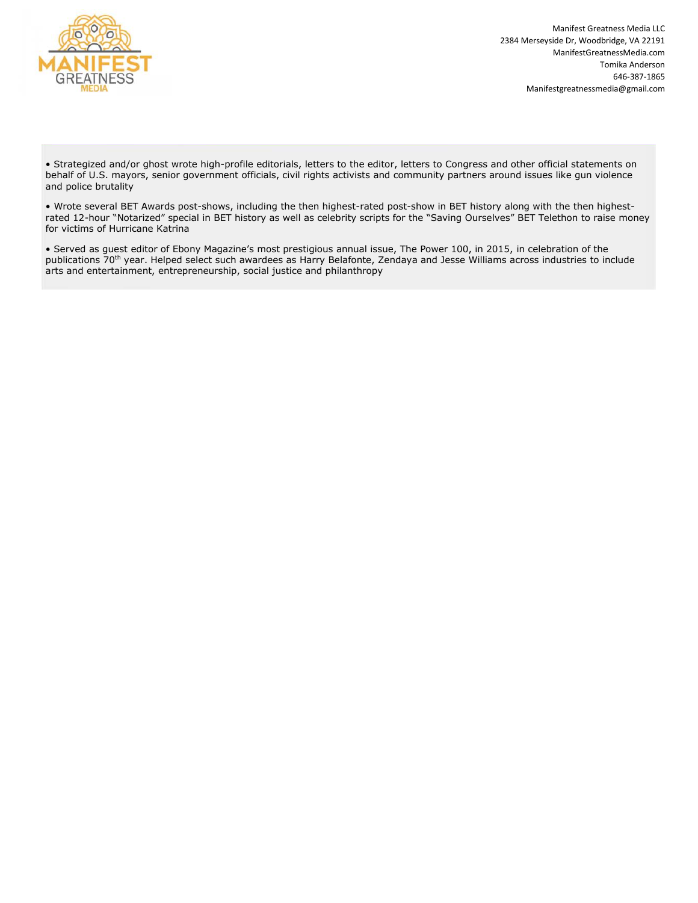- Strategized and/or ghost wrote high-profile editorials, letters to the editor, letters to Congress and other official statements on behalf of U.S. mayors, senior government officials, civil rights activists and community partners around issues like gun violence and police brutality

- Wrote several BET Awards post-shows, including the then highest-rated post-show in BET history along with the then highest-rated 12-hour "Notarized" special in BET history as well as celebrity scripts for the "Saving Ourselves" BET Telethon to raise money for victims of Hurricane Katrina

- Served as guest editor of Ebony Magazine's most prestigious annual issue, The Power 100, in 2015, in celebration of the publications 70th year. Helped select such awardees as Harry Belafonte, Zendaya and Jesse Williams across industries to include arts and entertainment, entrepreneurship, social justice and philanthropy